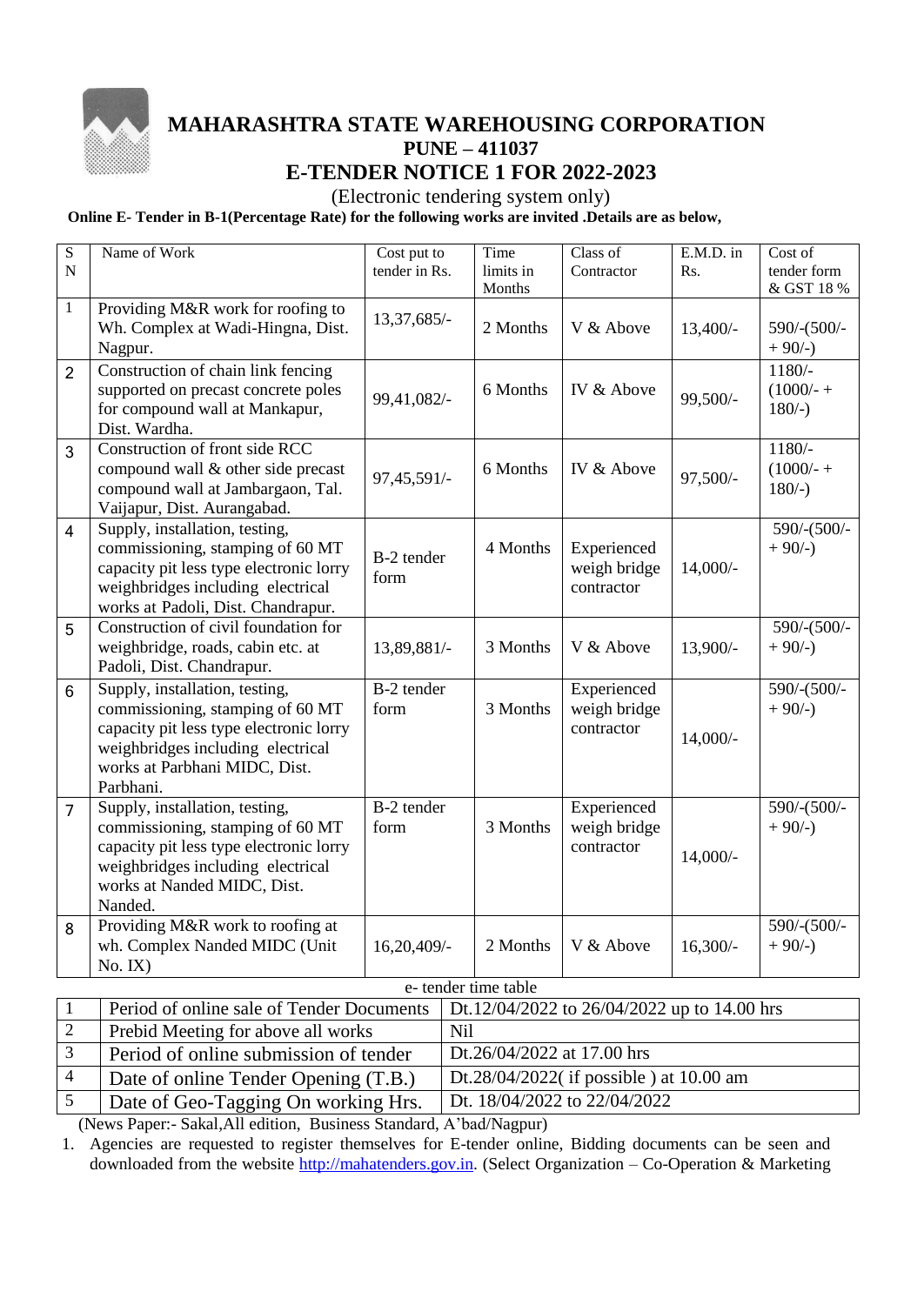# MAHARASHTRA STATE WAREHOUSING CORPORATION
## PUNE – 411037
## E-TENDER NOTICE 1 FOR 2022-2023

(Electronic tendering system only)

**Online E- Tender in B-1(Percentage Rate) for the following works are invited .Details are as below,**

| S N | Name of Work | Cost put to tender in Rs. | Time limits in Months | Class of Contractor | E.M.D. in Rs. | Cost of tender form & GST 18 % |
|---|---|---|---|---|---|---|
| 1 | Providing M&R work for roofing to Wh. Complex at Wadi-Hingna, Dist. Nagpur. | 13,37,685/- | 2 Months | V & Above | 13,400/- | 590/-(500/- + 90/-) |
| 2 | Construction of chain link fencing supported on precast concrete poles for compound wall at Mankapur, Dist. Wardha. | 99,41,082/- | 6 Months | IV & Above | 99,500/- | 1180/- (1000/- + 180/-) |
| 3 | Construction of front side RCC compound wall & other side precast compound wall at Jambargaon, Tal. Vaijapur, Dist. Aurangabad. | 97,45,591/- | 6 Months | IV & Above | 97,500/- | 1180/- (1000/- + 180/-) |
| 4 | Supply, installation, testing, commissioning, stamping of 60 MT capacity pit less type electronic lorry weighbridges including electrical works at Padoli, Dist. Chandrapur. | B-2 tender form | 4 Months | Experienced weigh bridge contractor | 14,000/- | 590/-(500/- + 90/-) |
| 5 | Construction of civil foundation for weighbridge, roads, cabin etc. at Padoli, Dist. Chandrapur. | 13,89,881/- | 3 Months | V & Above | 13,900/- | 590/-(500/- + 90/-) |
| 6 | Supply, installation, testing, commissioning, stamping of 60 MT capacity pit less type electronic lorry weighbridges including electrical works at Parbhani MIDC, Dist. Parbhani. | B-2 tender form | 3 Months | Experienced weigh bridge contractor | 14,000/- | 590/-(500/- + 90/-) |
| 7 | Supply, installation, testing, commissioning, stamping of 60 MT capacity pit less type electronic lorry weighbridges including electrical works at Nanded MIDC, Dist. Nanded. | B-2 tender form | 3 Months | Experienced weigh bridge contractor | 14,000/- | 590/-(500/- + 90/-) |
| 8 | Providing M&R work to roofing at wh. Complex Nanded MIDC (Unit No. IX) | 16,20,409/- | 2 Months | V & Above | 16,300/- | 590/-(500/- + 90/-) |

e- tender time table

| | | |
|---|---|---|
| 1 | Period of online sale of Tender Documents | Dt.12/04/2022 to 26/04/2022 up to 14.00 hrs |
| 2 | Prebid Meeting for above all works | Nil |
| 3 | Period of online submission of tender | Dt.26/04/2022 at 17.00 hrs |
| 4 | Date of online Tender Opening (T.B.) | Dt.28/04/2022( if possible ) at 10.00 am |
| 5 | Date of Geo-Tagging On working Hrs. | Dt. 18/04/2022 to 22/04/2022 |

(News Paper:- Sakal,All edition, Business Standard, A'bad/Nagpur)

1. Agencies are requested to register themselves for E-tender online, Bidding documents can be seen and downloaded from the website http://mahatenders.gov.in. (Select Organization – Co-Operation & Marketing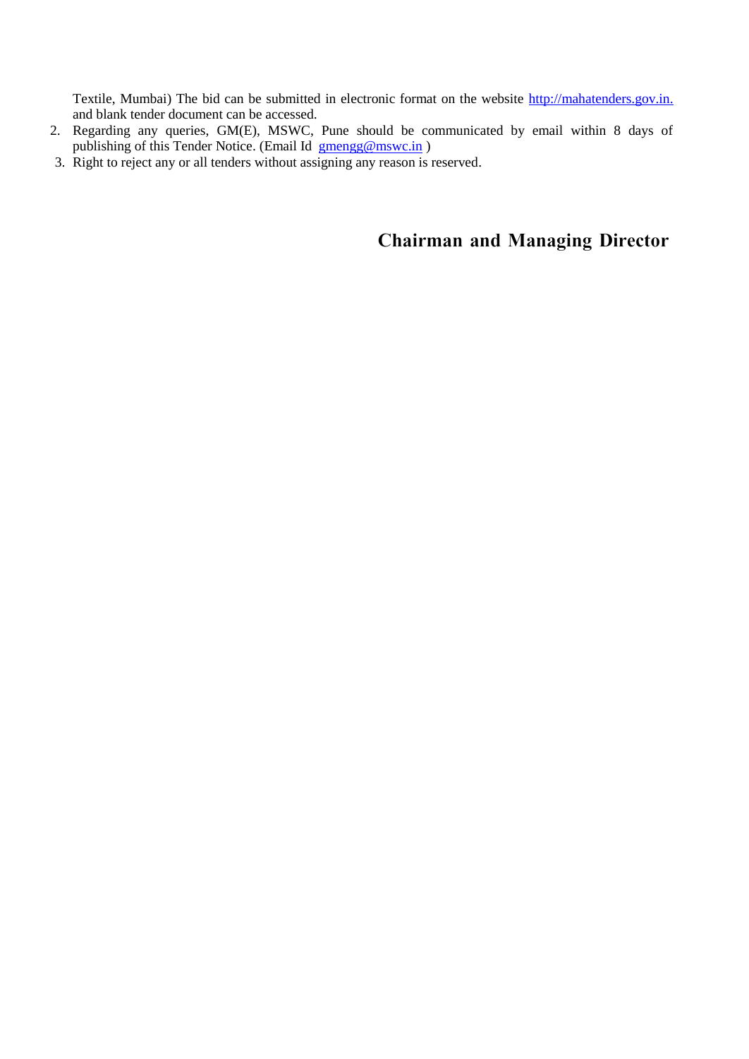Textile, Mumbai) The bid can be submitted in electronic format on the website http://mahatenders.gov.in. and blank tender document can be accessed.

2. Regarding any queries, GM(E), MSWC, Pune should be communicated by email within 8 days of publishing of this Tender Notice. (Email Id gmengg@mswc.in )
3. Right to reject any or all tenders without assigning any reason is reserved.

**Chairman and Managing Director**